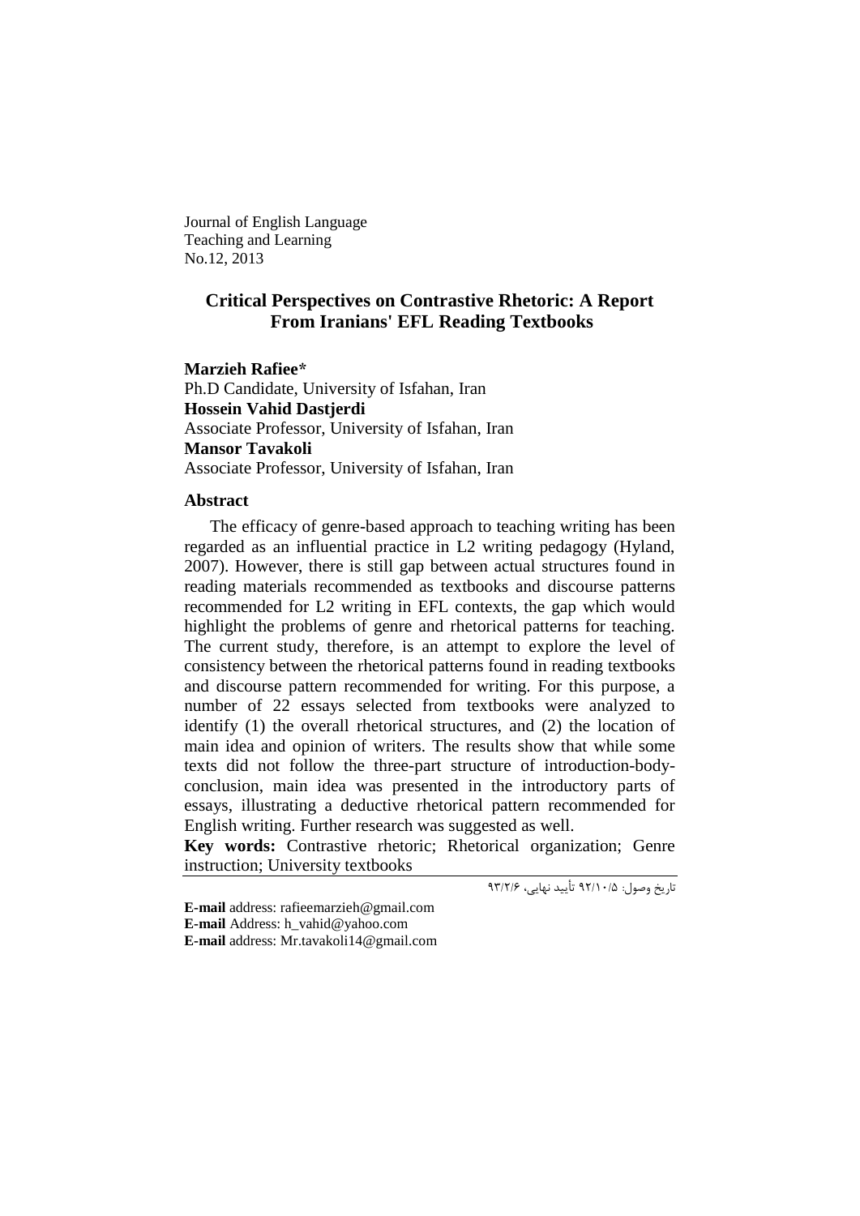Journal of English Language
Teaching and Learning
No.12, 2013

# Critical Perspectives on Contrastive Rhetoric: A Report From Iranians' EFL Reading Textbooks

**Marzieh Rafiee***
Ph.D Candidate, University of Isfahan, Iran
**Hossein Vahid Dastjerdi**
Associate Professor, University of Isfahan, Iran
**Mansor Tavakoli**
Associate Professor, University of Isfahan, Iran

## Abstract

The efficacy of genre-based approach to teaching writing has been regarded as an influential practice in L2 writing pedagogy (Hyland, 2007). However, there is still gap between actual structures found in reading materials recommended as textbooks and discourse patterns recommended for L2 writing in EFL contexts, the gap which would highlight the problems of genre and rhetorical patterns for teaching. The current study, therefore, is an attempt to explore the level of consistency between the rhetorical patterns found in reading textbooks and discourse pattern recommended for writing. For this purpose, a number of 22 essays selected from textbooks were analyzed to identify (1) the overall rhetorical structures, and (2) the location of main idea and opinion of writers. The results show that while some texts did not follow the three-part structure of introduction-body-conclusion, main idea was presented in the introductory parts of essays, illustrating a deductive rhetorical pattern recommended for English writing. Further research was suggested as well.

**Key words:** Contrastive rhetoric; Rhetorical organization; Genre instruction; University textbooks

تاریخ وصول: ۹۲/۱۰/۵ تأیید نهایی، ۹۳/۲/۶

**E-mail** address: rafieemarzieh@gmail.com
**E-mail** Address: h_vahid@yahoo.com
**E-mail** address: Mr.tavakoli14@gmail.com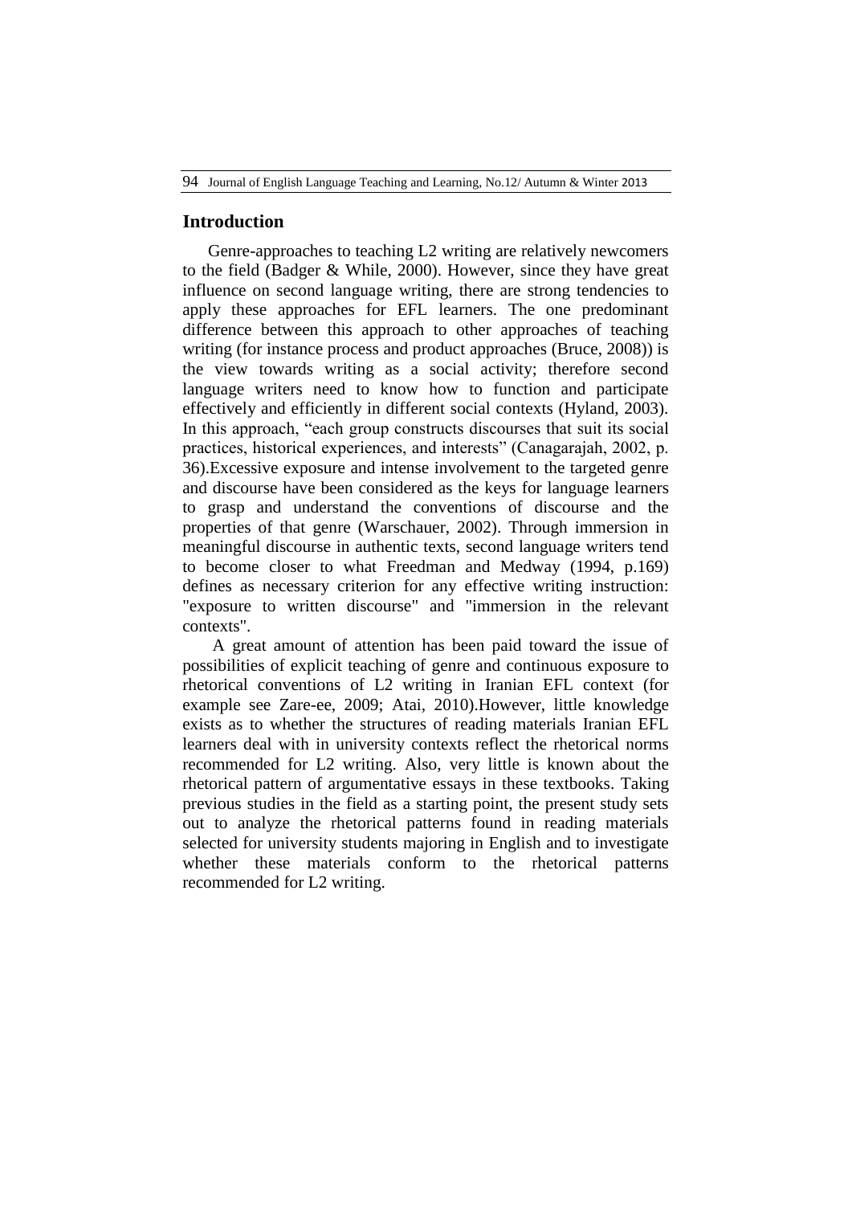## Introduction

Genre-approaches to teaching L2 writing are relatively newcomers to the field (Badger & While, 2000). However, since they have great influence on second language writing, there are strong tendencies to apply these approaches for EFL learners. The one predominant difference between this approach to other approaches of teaching writing (for instance process and product approaches (Bruce, 2008)) is the view towards writing as a social activity; therefore second language writers need to know how to function and participate effectively and efficiently in different social contexts (Hyland, 2003). In this approach, "each group constructs discourses that suit its social practices, historical experiences, and interests" (Canagarajah, 2002, p. 36).Excessive exposure and intense involvement to the targeted genre and discourse have been considered as the keys for language learners to grasp and understand the conventions of discourse and the properties of that genre (Warschauer, 2002). Through immersion in meaningful discourse in authentic texts, second language writers tend to become closer to what Freedman and Medway (1994, p.169) defines as necessary criterion for any effective writing instruction: "exposure to written discourse" and "immersion in the relevant contexts".

A great amount of attention has been paid toward the issue of possibilities of explicit teaching of genre and continuous exposure to rhetorical conventions of L2 writing in Iranian EFL context (for example see Zare-ee, 2009; Atai, 2010).However, little knowledge exists as to whether the structures of reading materials Iranian EFL learners deal with in university contexts reflect the rhetorical norms recommended for L2 writing. Also, very little is known about the rhetorical pattern of argumentative essays in these textbooks. Taking previous studies in the field as a starting point, the present study sets out to analyze the rhetorical patterns found in reading materials selected for university students majoring in English and to investigate whether these materials conform to the rhetorical patterns recommended for L2 writing.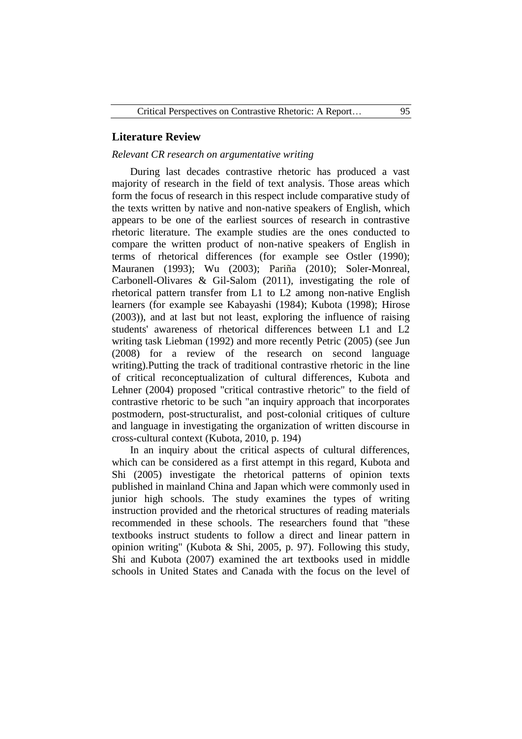## Literature Review

*Relevant CR research on argumentative writing*

During last decades contrastive rhetoric has produced a vast majority of research in the field of text analysis. Those areas which form the focus of research in this respect include comparative study of the texts written by native and non-native speakers of English, which appears to be one of the earliest sources of research in contrastive rhetoric literature. The example studies are the ones conducted to compare the written product of non-native speakers of English in terms of rhetorical differences (for example see Ostler (1990); Mauranen (1993); Wu (2003); Pariña (2010); Soler-Monreal, Carbonell-Olivares & Gil-Salom (2011), investigating the role of rhetorical pattern transfer from L1 to L2 among non-native English learners (for example see Kabayashi (1984); Kubota (1998); Hirose (2003)), and at last but not least, exploring the influence of raising students' awareness of rhetorical differences between L1 and L2 writing task Liebman (1992) and more recently Petric (2005) (see Jun (2008) for a review of the research on second language writing).Putting the track of traditional contrastive rhetoric in the line of critical reconceptualization of cultural differences, Kubota and Lehner (2004) proposed "critical contrastive rhetoric" to the field of contrastive rhetoric to be such "an inquiry approach that incorporates postmodern, post-structuralist, and post-colonial critiques of culture and language in investigating the organization of written discourse in cross-cultural context (Kubota, 2010, p. 194)

In an inquiry about the critical aspects of cultural differences, which can be considered as a first attempt in this regard, Kubota and Shi (2005) investigate the rhetorical patterns of opinion texts published in mainland China and Japan which were commonly used in junior high schools. The study examines the types of writing instruction provided and the rhetorical structures of reading materials recommended in these schools. The researchers found that "these textbooks instruct students to follow a direct and linear pattern in opinion writing" (Kubota & Shi, 2005, p. 97). Following this study, Shi and Kubota (2007) examined the art textbooks used in middle schools in United States and Canada with the focus on the level of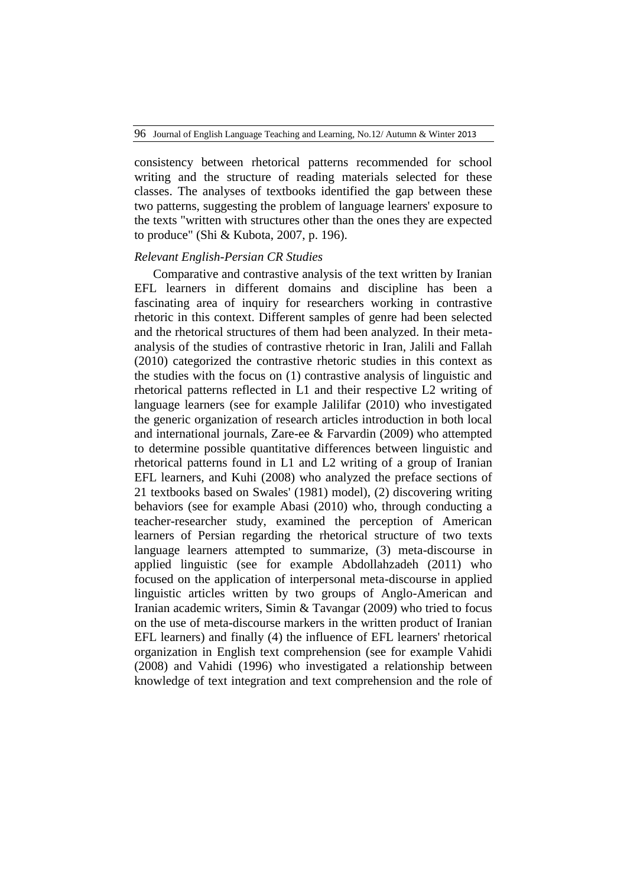consistency between rhetorical patterns recommended for school writing and the structure of reading materials selected for these classes. The analyses of textbooks identified the gap between these two patterns, suggesting the problem of language learners' exposure to the texts "written with structures other than the ones they are expected to produce" (Shi & Kubota, 2007, p. 196).

### *Relevant English-Persian CR Studies*

Comparative and contrastive analysis of the text written by Iranian EFL learners in different domains and discipline has been a fascinating area of inquiry for researchers working in contrastive rhetoric in this context. Different samples of genre had been selected and the rhetorical structures of them had been analyzed. In their meta-analysis of the studies of contrastive rhetoric in Iran, Jalili and Fallah (2010) categorized the contrastive rhetoric studies in this context as the studies with the focus on (1) contrastive analysis of linguistic and rhetorical patterns reflected in L1 and their respective L2 writing of language learners (see for example Jalilifar (2010) who investigated the generic organization of research articles introduction in both local and international journals, Zare-ee & Farvardin (2009) who attempted to determine possible quantitative differences between linguistic and rhetorical patterns found in L1 and L2 writing of a group of Iranian EFL learners, and Kuhi (2008) who analyzed the preface sections of 21 textbooks based on Swales' (1981) model), (2) discovering writing behaviors (see for example Abasi (2010) who, through conducting a teacher-researcher study, examined the perception of American learners of Persian regarding the rhetorical structure of two texts language learners attempted to summarize, (3) meta-discourse in applied linguistic (see for example Abdollahzadeh (2011) who focused on the application of interpersonal meta-discourse in applied linguistic articles written by two groups of Anglo-American and Iranian academic writers, Simin & Tavangar (2009) who tried to focus on the use of meta-discourse markers in the written product of Iranian EFL learners) and finally (4) the influence of EFL learners' rhetorical organization in English text comprehension (see for example Vahidi (2008) and Vahidi (1996) who investigated a relationship between knowledge of text integration and text comprehension and the role of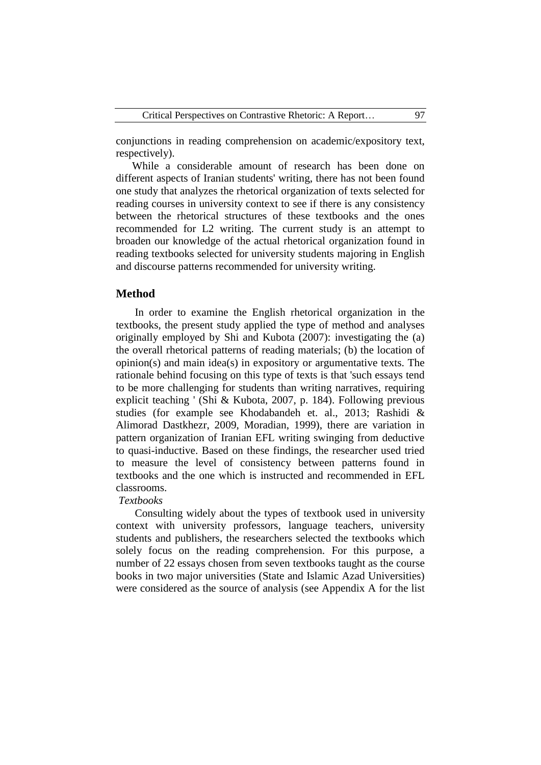conjunctions in reading comprehension on academic/expository text, respectively).

While a considerable amount of research has been done on different aspects of Iranian students' writing, there has not been found one study that analyzes the rhetorical organization of texts selected for reading courses in university context to see if there is any consistency between the rhetorical structures of these textbooks and the ones recommended for L2 writing. The current study is an attempt to broaden our knowledge of the actual rhetorical organization found in reading textbooks selected for university students majoring in English and discourse patterns recommended for university writing.

## Method

In order to examine the English rhetorical organization in the textbooks, the present study applied the type of method and analyses originally employed by Shi and Kubota (2007): investigating the (a) the overall rhetorical patterns of reading materials; (b) the location of opinion(s) and main idea(s) in expository or argumentative texts. The rationale behind focusing on this type of texts is that 'such essays tend to be more challenging for students than writing narratives, requiring explicit teaching ' (Shi & Kubota, 2007, p. 184). Following previous studies (for example see Khodabandeh et. al., 2013; Rashidi & Alimorad Dastkhezr, 2009, Moradian, 1999), there are variation in pattern organization of Iranian EFL writing swinging from deductive to quasi-inductive. Based on these findings, the researcher used tried to measure the level of consistency between patterns found in textbooks and the one which is instructed and recommended in EFL classrooms.

*Textbooks*

Consulting widely about the types of textbook used in university context with university professors, language teachers, university students and publishers, the researchers selected the textbooks which solely focus on the reading comprehension. For this purpose, a number of 22 essays chosen from seven textbooks taught as the course books in two major universities (State and Islamic Azad Universities) were considered as the source of analysis (see Appendix A for the list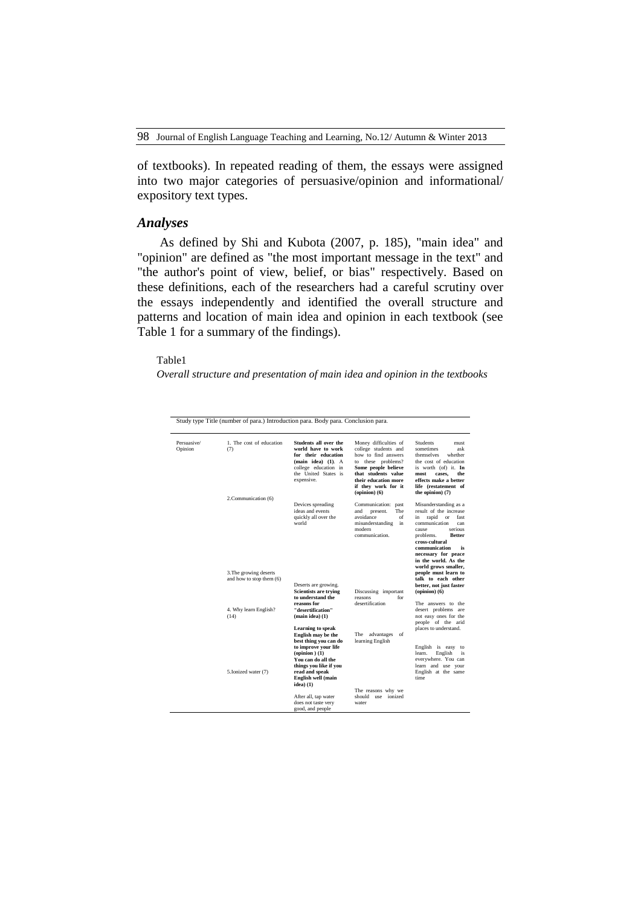of textbooks). In repeated reading of them, the essays were assigned into two major categories of persuasive/opinion and informational/ expository text types.

## *Analyses*

As defined by Shi and Kubota (2007, p. 185), "main idea" and "opinion" are defined as "the most important message in the text" and "the author's point of view, belief, or bias" respectively. Based on these definitions, each of the researchers had a careful scrutiny over the essays independently and identified the overall structure and patterns and location of main idea and opinion in each textbook (see Table 1 for a summary of the findings).

Table1

*Overall structure and presentation of main idea and opinion in the textbooks*

| Study type | Title (number of para.) | Introduction para. | Body para. | Conclusion para. |
|---|---|---|---|---|
| Persuasive/ Opinion | 1. The cost of education (7) | **Students all over the world have to work for their education (main idea) (1)**. A college education in the United States is expensive. | Money difficulties of college students and how to find answers to these problems? **Some people believe that students value their education more if they work for it (opinion) (6)** | Students must sometimes ask themselves whether the cost of education is worth (of) it. **In most cases, the effects make a better life (restatement of the opinion) (7)** |
| | 2.Communication (6) | Devices spreading ideas and events quickly all over the world | Communication: past and present. The avoidance of misunderstanding in modern communication. | Misunderstanding as a result of the increase in rapid or fast communication can cause serious problems. **Better cross-cultural communication is necessary for peace in the world. As the world grows smaller, people must learn to talk to each other better, not just faster (opinion) (6)** |
| | 3.The growing deserts and how to stop them (6) | Deserts are growing. **Scientists are trying to understand the reasons for "desertification" (main idea) (1)** | Discussing important reasons for desertification | The answers to the desert problems are not easy ones for the people of the arid places to understand. |
| | 4. Why learn English? (14) | **Learning to speak English may be the best thing you can do to improve your life (opinion ) (1) You can do all the things you like if you read and speak English well (main idea) (1)** | The advantages of learning English | English is easy to learn. English is everywhere. You can learn and use your English at the same time |
| | 5.Ionized water (7) | After all, tap water does not taste very good, and people | The reasons why we should use ionized water | |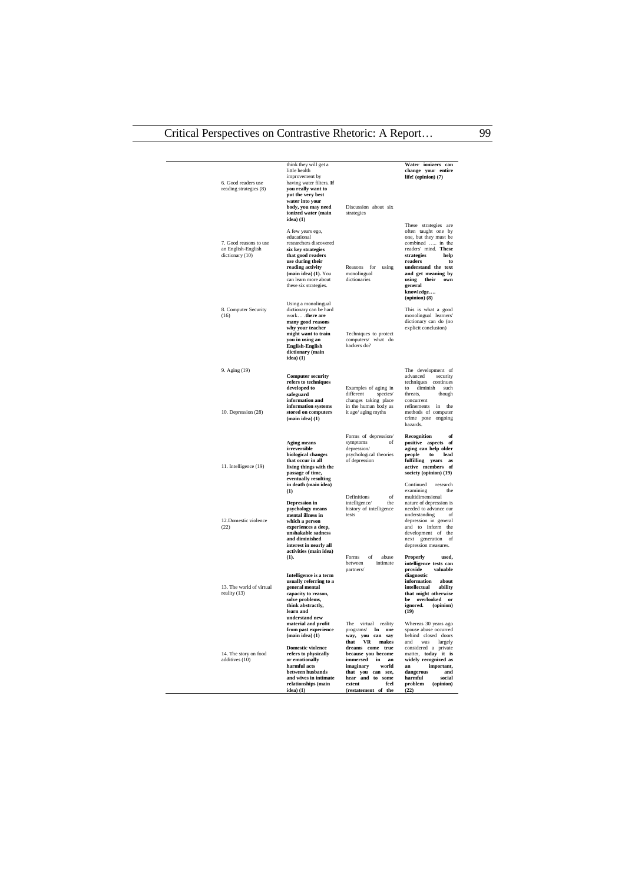| | | | |
|---|---|---|---|
| | think they will get a little health improvement by having water filters. **If you really want to put the very best water into your body, you may need ionized water (main idea) (1)** | | **Water ionizers can change your entire life! (opinion) (7)** |
| 6. Good readers use reading strategies (8) | A few years ago, educational researchers discovered **six key strategies that good readers use during their reading activity (main idea) (1).** You can learn more about these six strategies. | Discussion about six strategies | These strategies are often taught one by one, but they must be combined ….. in the readers' mind. **These strategies help readers to understand the text and get meaning by using their own general knowledge…. (opinion) (8)** |
| 7. Good reasons to use an English-English dictionary (10) | Using a monolingual dictionary can be hard work… . **there are many good reasons why your teacher might want to train you in using an English-English dictionary (main idea) (1)** | Reasons for using monolingual dictionaries | This is what a good monolingual learners' dictionary can do (no explicit conclusion) |
| 8. Computer Security (16) | **Computer security refers to techniques developed to safeguard information and information systems stored on computers (main idea) (1)** | Techniques to protect computers/ what do hackers do? | The development of advanced security techniques continues to diminish such threats, though concurrent refinements in the methods of computer crime pose ongoing hazards. |
| 9. Aging (19) | **Aging means irreversible biological changes that occur in all living things with the passage of time, eventually resulting in death (main idea) (1)** | Examples of aging in different species/ changes taking place in the human body as it age/ aging myths | **Recognition of positive aspects of aging can help older people to lead fulfilling years as active members of society (opinion) (19)** |
| 10. Depression (28) | **Depression in psychology means mental illness in which a person experiences a deep, unshakable sadness and diminished interest in nearly all activities (main idea) (1).** | Forms of depression/ symptoms of depression/ psychological theories of depression | Continued research examining the multidimensional nature of depression is needed to advance our understanding of depression in general and to inform the development of the next generation of depression measures. |
| 11. Intelligence (19) | **Intelligence is a term usually referring to a general mental capacity to reason, solve problems, think abstractly, learn and understand new material and profit from past experience (main idea) (1)** | Definitions of intelligence/ the history of intelligence tests | **Properly used, intelligence tests can provide valuable diagnostic information about intellectual ability that might otherwise be overlooked or ignored. (opinion) (19)** |
| 12. Domestic violence (22) | **Domestic violence refers to physically or emotionally harmful acts between husbands and wives in intimate relationships (main idea) (1)** | Forms of abuse between intimate partners/ | Whereas 30 years ago spouse abuse occurred behind closed doors and was largely considered a private matter, **today it is widely recognized as an important, dangerous and harmful social problem (opinion) (22)** |
| 13. The world of virtual reality (13) | | The virtual reality programs/ **In one way, you can say that VR makes dreams come true because you become immersed in an imaginary world that you can see, hear and to some extent feel (restatement of the** | |
| 14. The story on food additives (10) | | | |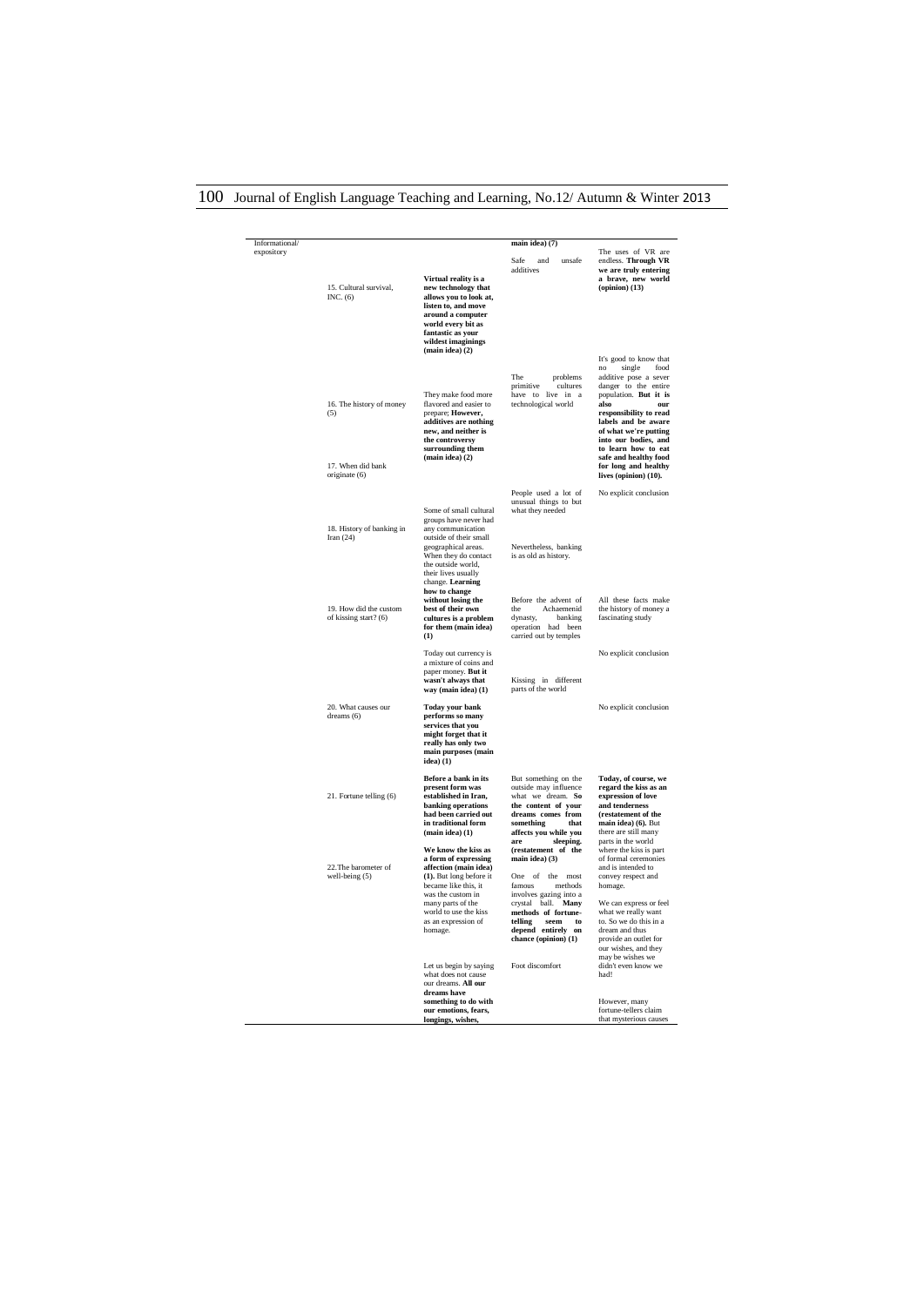| Informational/ expository | | | main idea) (7) | |
|---|---|---|---|---|
| | 15. Cultural survival, INC. (6) | **Virtual reality is a new technology that allows you to look at, listen to, and move around a computer world every bit as fantastic as your wildest imaginings (main idea) (2)** | Safe and unsafe additives | The uses of VR are endless. **Through VR we are truly entering a brave, new world (opinion) (13)** |
| | 16. The history of money (5) | They make food more flavored and easier to prepare; **However, additives are nothing new, and neither is the controversy surrounding them (main idea) (2)** | The problems primitive cultures have to live in a technological world | It's good to know that no single food additive pose a sever danger to the entire population. **But it is also our responsibility to read labels and be aware of what we're putting into our bodies, and to learn how to eat safe and healthy food for long and healthy lives (opinion) (10).** |
| | 17. When did bank originate (6) | | | |
| | 18. History of banking in Iran (24) | Some of small cultural groups have never had any communication outside of their small geographical areas. When they do contact the outside world, their lives usually change. **Learning how to change** | People used a lot of unusual things to but what they needed | No explicit conclusion |
| | | | Nevertheless, banking is as old as history. | |
| | 19. How did the custom of kissing start? (6) | **without losing the best of their own cultures is a problem for them (main idea) (1)** | Before the advent of the Achaemenid dynasty, banking operation had been carried out by temples | All these facts make the history of money a fascinating study |
| | | Today out currency is a mixture of coins and paper money. **But it wasn't always that way (main idea) (1)** | Kissing in different parts of the world | No explicit conclusion |
| | 20. What causes our dreams (6) | **Today your bank performs so many services that you might forget that it really has only two main purposes (main idea) (1)** | | No explicit conclusion |
| | 21. Fortune telling (6) | **Before a bank in its present form was established in Iran, banking operations had been carried out in traditional form (main idea) (1)** | But something on the outside may influence what we dream. **So the content of your dreams comes from something that affects you while you are sleeping. (restatement of the main idea) (3)** | **Today, of course, we regard the kiss as an expression of love and tenderness (restatement of the main idea) (6).** But there are still many parts in the world where the kiss is part of formal ceremonies and is intended to convey respect and homage. |
| | 22.The barometer of well-being (5) | **We know the kiss as a form of expressing affection (main idea) (1).** But long before it became like this, it was the custom in many parts of the world to use the kiss as an expression of homage. | One of the most famous methods involves gazing into a crystal ball. **Many methods of fortune-telling seem to depend entirely on chance (opinion) (1)** | We can express or feel what we really want to. So we do this in a dream and thus provide an outlet for our wishes, and they may be wishes we didn't even know we had! |
| | | Let us begin by saying what does not cause our dreams. **All our dreams have something to do with our emotions, fears, longings, wishes,** | Foot discomfort | However, many fortune-tellers claim that mysterious causes |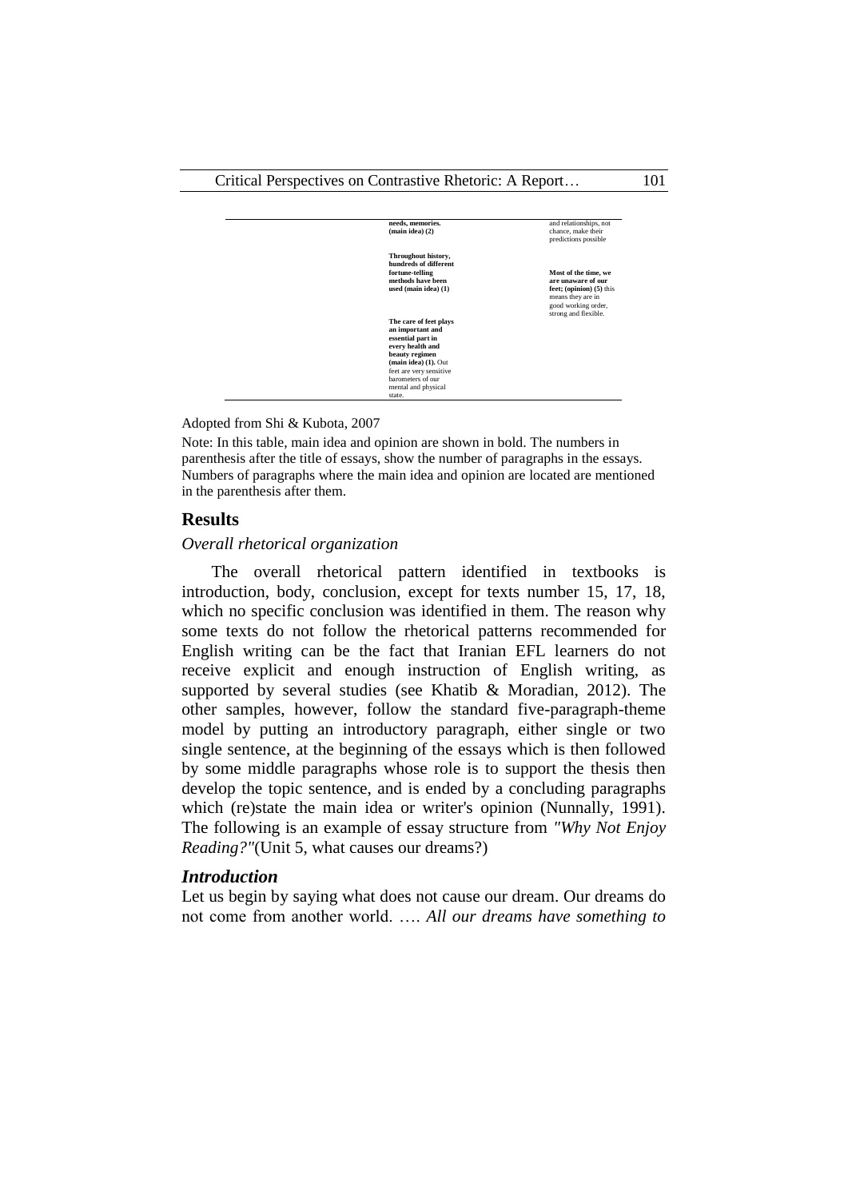| needs, memories. **(main idea) (2)** | and relationships, not chance, make their predictions possible |
|---|---|
| **Throughout history, hundreds of different fortune-telling methods have been used (main idea) (1)** | **Most of the time, we are unaware of our feet; (opinion) (5)** this means they are in good working order, strong and flexible. |
| **The care of feet plays an important and essential part in every health and beauty regimen (main idea) (1).** Out feet are very sensitive barometers of our mental and physical state. | |

Adopted from Shi & Kubota, 2007

Note: In this table, main idea and opinion are shown in bold. The numbers in parenthesis after the title of essays, show the number of paragraphs in the essays. Numbers of paragraphs where the main idea and opinion are located are mentioned in the parenthesis after them.

## Results

*Overall rhetorical organization*

The overall rhetorical pattern identified in textbooks is introduction, body, conclusion, except for texts number 15, 17, 18, which no specific conclusion was identified in them. The reason why some texts do not follow the rhetorical patterns recommended for English writing can be the fact that Iranian EFL learners do not receive explicit and enough instruction of English writing, as supported by several studies (see Khatib & Moradian, 2012). The other samples, however, follow the standard five-paragraph-theme model by putting an introductory paragraph, either single or two single sentence, at the beginning of the essays which is then followed by some middle paragraphs whose role is to support the thesis then develop the topic sentence, and is ended by a concluding paragraphs which (re)state the main idea or writer's opinion (Nunnally, 1991). The following is an example of essay structure from *"Why Not Enjoy Reading?"*(Unit 5, what causes our dreams?)

### *Introduction*

Let us begin by saying what does not cause our dream. Our dreams do not come from another world. …. *All our dreams have something to*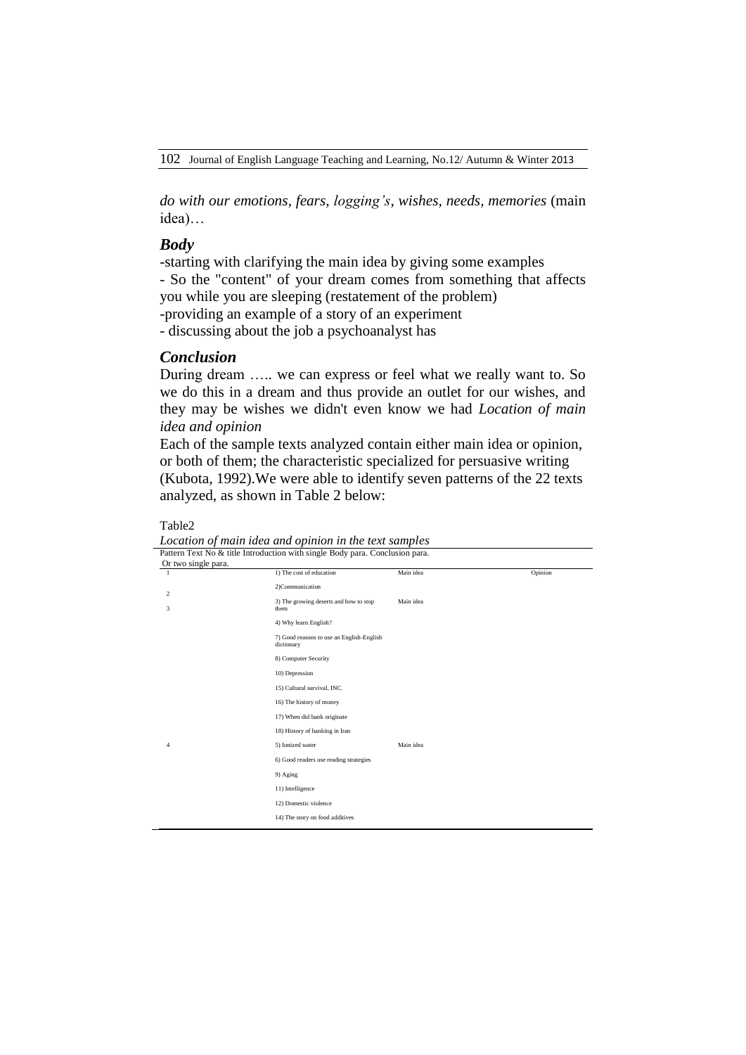*do with our emotions, fears, logging's, wishes, needs, memories* (main idea)…

### *Body*

-starting with clarifying the main idea by giving some examples

- So the "content" of your dream comes from something that affects you while you are sleeping (restatement of the problem)

-providing an example of a story of an experiment

- discussing about the job a psychoanalyst has

### *Conclusion*

During dream ….. we can express or feel what we really want to. So we do this in a dream and thus provide an outlet for our wishes, and they may be wishes we didn't even know we had *Location of main idea and opinion*

Each of the sample texts analyzed contain either main idea or opinion, or both of them; the characteristic specialized for persuasive writing (Kubota, 1992).We were able to identify seven patterns of the 22 texts analyzed, as shown in Table 2 below:

Table2

*Location of main idea and opinion in the text samples*

| Pattern | Text No & title | Introduction with single Or two single para. | Body para. | Conclusion para. |
|---|---|---|---|---|
| 1 | 1) The cost of education | Main idea | | Opinion |
| 2 | 2)Communication | | | |
| 3 | 3) The growing deserts and how to stop them | Main idea | | |
| | 4) Why learn English? | | | |
| | 7) Good reasons to use an English-English dictionary | | | |
| | 8) Computer Security | | | |
| | 10) Depression | | | |
| | 15) Cultural survival, INC. | | | |
| | 16) The history of money | | | |
| | 17) When did bank originate | | | |
| | 18) History of banking in Iran | | | |
| 4 | 5) Ionized water | Main idea | | |
| | 6) Good readers use reading strategies | | | |
| | 9) Aging | | | |
| | 11) Intelligence | | | |
| | 12) Domestic violence | | | |
| | 14) The story on food additives | | | |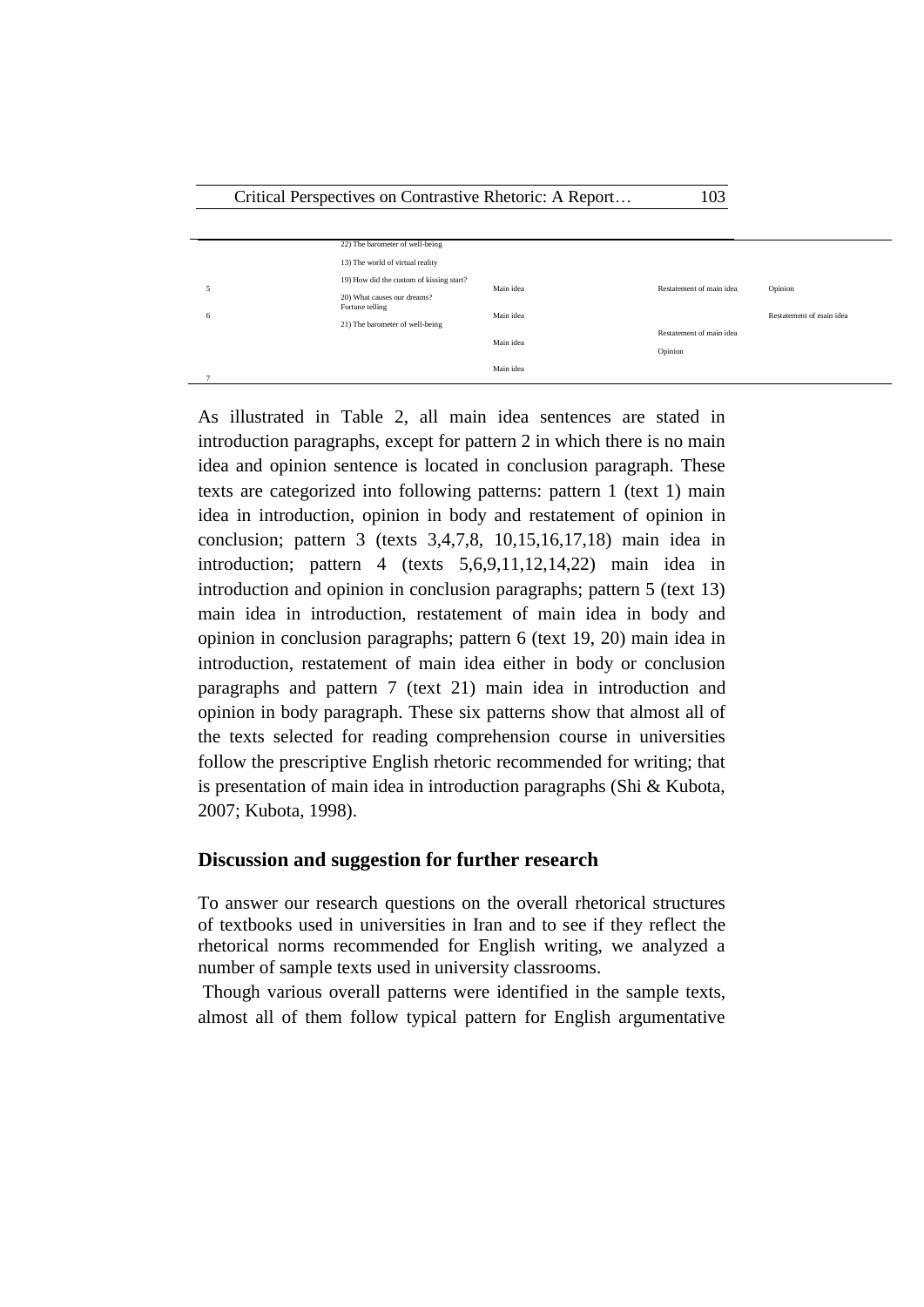| | | | | |
|---|---|---|---|---|
| | 22) The barometer of well-being | | | |
| 5 | 13) The world of virtual reality | Main idea | Restatement of main idea | Opinion |
| 6 | 19) How did the custom of kissing start? | Main idea | | Restatement of main idea |
| | 20) What causes our dreams? Fortune telling | Main idea | Restatement of main idea | |
| 7 | 21) The barometer of well-being | Main idea | Opinion | |

As illustrated in Table 2, all main idea sentences are stated in introduction paragraphs, except for pattern 2 in which there is no main idea and opinion sentence is located in conclusion paragraph. These texts are categorized into following patterns: pattern 1 (text 1) main idea in introduction, opinion in body and restatement of opinion in conclusion; pattern 3 (texts 3,4,7,8, 10,15,16,17,18) main idea in introduction; pattern 4 (texts 5,6,9,11,12,14,22) main idea in introduction and opinion in conclusion paragraphs; pattern 5 (text 13) main idea in introduction, restatement of main idea in body and opinion in conclusion paragraphs; pattern 6 (text 19, 20) main idea in introduction, restatement of main idea either in body or conclusion paragraphs and pattern 7 (text 21) main idea in introduction and opinion in body paragraph. These six patterns show that almost all of the texts selected for reading comprehension course in universities follow the prescriptive English rhetoric recommended for writing; that is presentation of main idea in introduction paragraphs (Shi & Kubota, 2007; Kubota, 1998).

## Discussion and suggestion for further research

To answer our research questions on the overall rhetorical structures of textbooks used in universities in Iran and to see if they reflect the rhetorical norms recommended for English writing, we analyzed a number of sample texts used in university classrooms.

Though various overall patterns were identified in the sample texts, almost all of them follow typical pattern for English argumentative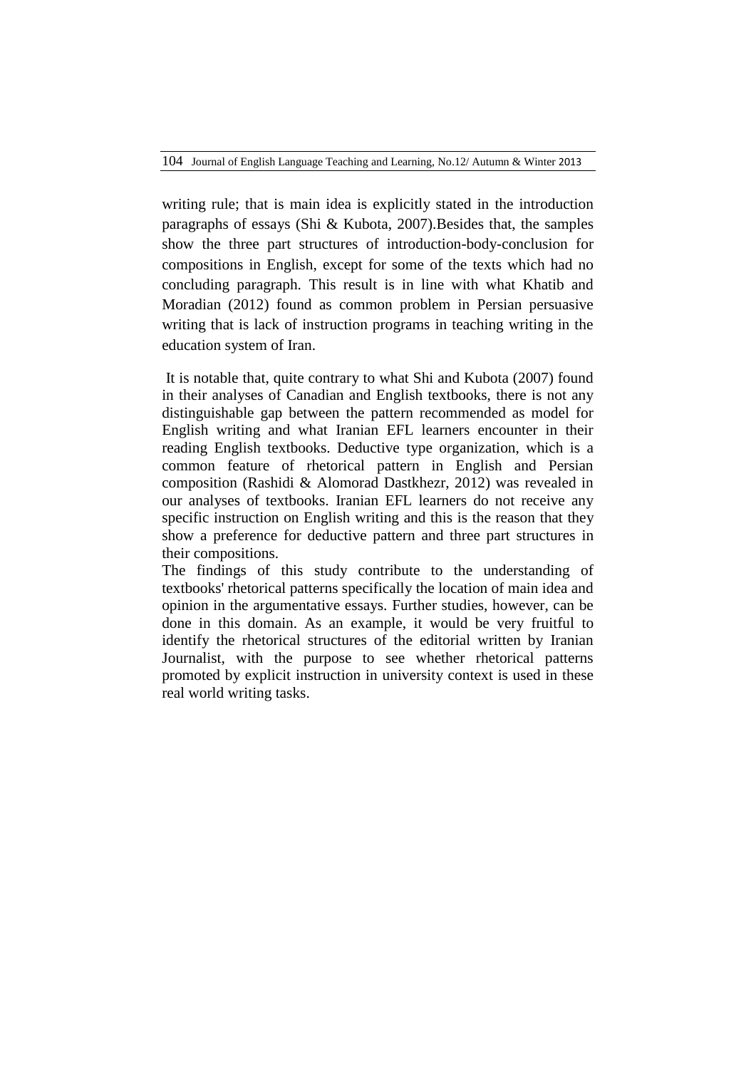writing rule; that is main idea is explicitly stated in the introduction paragraphs of essays (Shi & Kubota, 2007).Besides that, the samples show the three part structures of introduction-body-conclusion for compositions in English, except for some of the texts which had no concluding paragraph. This result is in line with what Khatib and Moradian (2012) found as common problem in Persian persuasive writing that is lack of instruction programs in teaching writing in the education system of Iran.

It is notable that, quite contrary to what Shi and Kubota (2007) found in their analyses of Canadian and English textbooks, there is not any distinguishable gap between the pattern recommended as model for English writing and what Iranian EFL learners encounter in their reading English textbooks. Deductive type organization, which is a common feature of rhetorical pattern in English and Persian composition (Rashidi & Alomorad Dastkhezr, 2012) was revealed in our analyses of textbooks. Iranian EFL learners do not receive any specific instruction on English writing and this is the reason that they show a preference for deductive pattern and three part structures in their compositions.

The findings of this study contribute to the understanding of textbooks' rhetorical patterns specifically the location of main idea and opinion in the argumentative essays. Further studies, however, can be done in this domain. As an example, it would be very fruitful to identify the rhetorical structures of the editorial written by Iranian Journalist, with the purpose to see whether rhetorical patterns promoted by explicit instruction in university context is used in these real world writing tasks.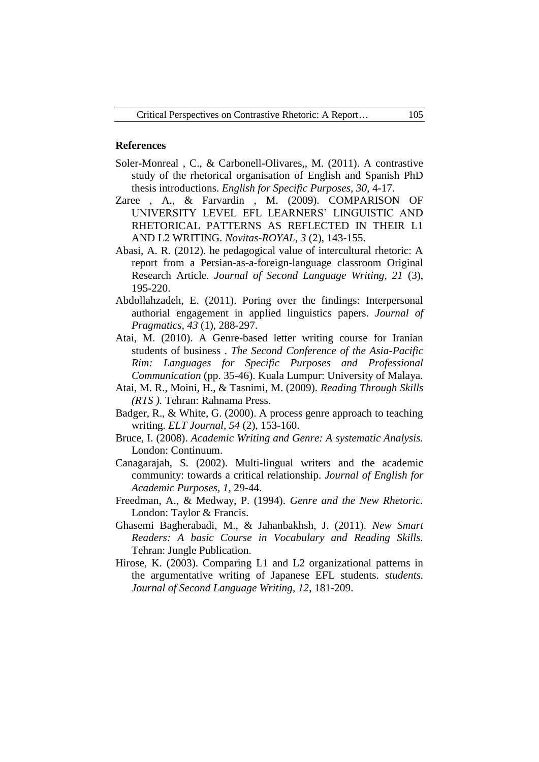## References

Soler-Monreal , C., & Carbonell-Olivares,, M. (2011). A contrastive study of the rhetorical organisation of English and Spanish PhD thesis introductions. *English for Specific Purposes, 30*, 4-17.

Zaree , A., & Farvardin , M. (2009). COMPARISON OF UNIVERSITY LEVEL EFL LEARNERS' LINGUISTIC AND RHETORICAL PATTERNS AS REFLECTED IN THEIR L1 AND L2 WRITING. *Novitas-ROYAL, 3* (2), 143-155.

Abasi, A. R. (2012). he pedagogical value of intercultural rhetoric: A report from a Persian-as-a-foreign-language classroom Original Research Article. *Journal of Second Language Writing, 21* (3), 195-220.

Abdollahzadeh, E. (2011). Poring over the findings: Interpersonal authorial engagement in applied linguistics papers. *Journal of Pragmatics, 43* (1), 288-297.

Atai, M. (2010). A Genre-based letter writing course for Iranian students of business . *The Second Conference of the Asia-Pacific Rim: Languages for Specific Purposes and Professional Communication* (pp. 35-46). Kuala Lumpur: University of Malaya.

Atai, M. R., Moini, H., & Tasnimi, M. (2009). *Reading Through Skills (RTS ).* Tehran: Rahnama Press.

Badger, R., & White, G. (2000). A process genre approach to teaching writing. *ELT Journal, 54* (2), 153-160.

Bruce, I. (2008). *Academic Writing and Genre: A systematic Analysis.* London: Continuum.

Canagarajah, S. (2002). Multi-lingual writers and the academic community: towards a critical relationship. *Journal of English for Academic Purposes, 1*, 29-44.

Freedman, A., & Medway, P. (1994). *Genre and the New Rhetoric.* London: Taylor & Francis.

Ghasemi Bagherabadi, M., & Jahanbakhsh, J. (2011). *New Smart Readers: A basic Course in Vocabulary and Reading Skills.* Tehran: Jungle Publication.

Hirose, K. (2003). Comparing L1 and L2 organizational patterns in the argumentative writing of Japanese EFL students. *students. Journal of Second Language Writing, 12*, 181-209.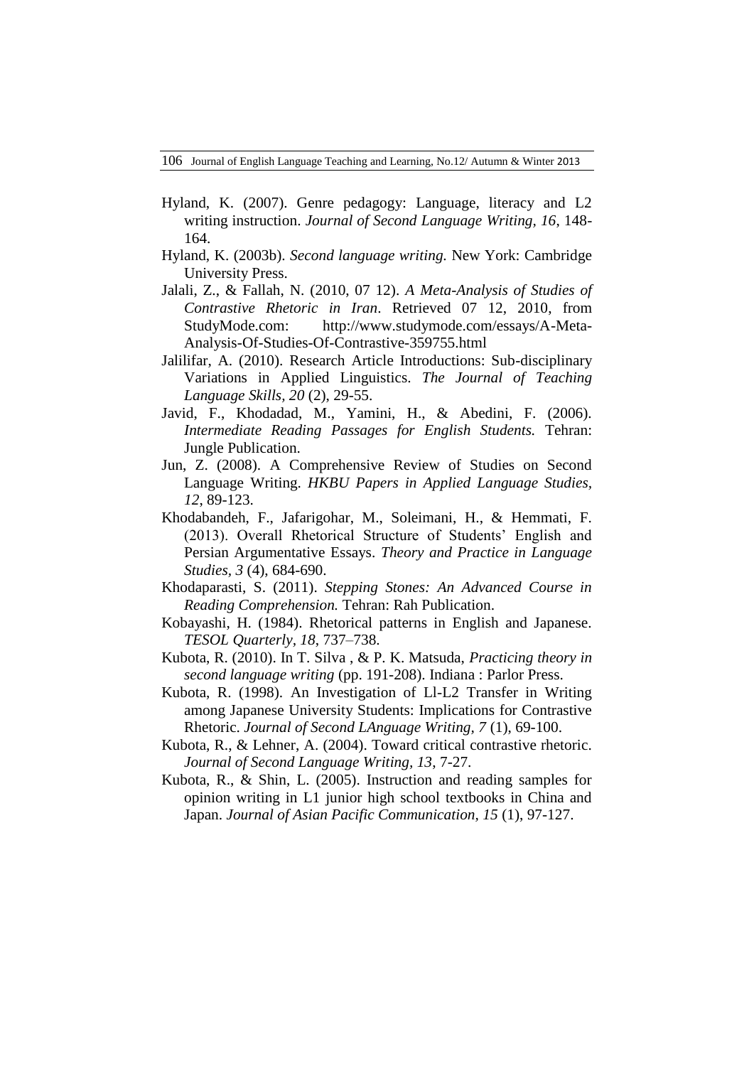Hyland, K. (2007). Genre pedagogy: Language, literacy and L2 writing instruction. *Journal of Second Language Writing, 16*, 148-164.

Hyland, K. (2003b). *Second language writing.* New York: Cambridge University Press.

Jalali, Z., & Fallah, N. (2010, 07 12). *A Meta-Analysis of Studies of Contrastive Rhetoric in Iran*. Retrieved 07 12, 2010, from StudyMode.com: http://www.studymode.com/essays/A-Meta-Analysis-Of-Studies-Of-Contrastive-359755.html

Jalilifar, A. (2010). Research Article Introductions: Sub-disciplinary Variations in Applied Linguistics. *The Journal of Teaching Language Skills, 20* (2), 29-55.

Javid, F., Khodadad, M., Yamini, H., & Abedini, F. (2006). *Intermediate Reading Passages for English Students.* Tehran: Jungle Publication.

Jun, Z. (2008). A Comprehensive Review of Studies on Second Language Writing. *HKBU Papers in Applied Language Studies, 12*, 89-123.

Khodabandeh, F., Jafarigohar, M., Soleimani, H., & Hemmati, F. (2013). Overall Rhetorical Structure of Students' English and Persian Argumentative Essays. *Theory and Practice in Language Studies, 3* (4), 684-690.

Khodaparasti, S. (2011). *Stepping Stones: An Advanced Course in Reading Comprehension.* Tehran: Rah Publication.

Kobayashi, H. (1984). Rhetorical patterns in English and Japanese. *TESOL Quarterly, 18*, 737–738.

Kubota, R. (2010). In T. Silva , & P. K. Matsuda, *Practicing theory in second language writing* (pp. 191-208). Indiana : Parlor Press.

Kubota, R. (1998). An Investigation of Ll-L2 Transfer in Writing among Japanese University Students: Implications for Contrastive Rhetoric. *Journal of Second LAnguage Writing, 7* (1), 69-100.

Kubota, R., & Lehner, A. (2004). Toward critical contrastive rhetoric. *Journal of Second Language Writing, 13*, 7-27.

Kubota, R., & Shin, L. (2005). Instruction and reading samples for opinion writing in L1 junior high school textbooks in China and Japan. *Journal of Asian Pacific Communication, 15* (1), 97-127.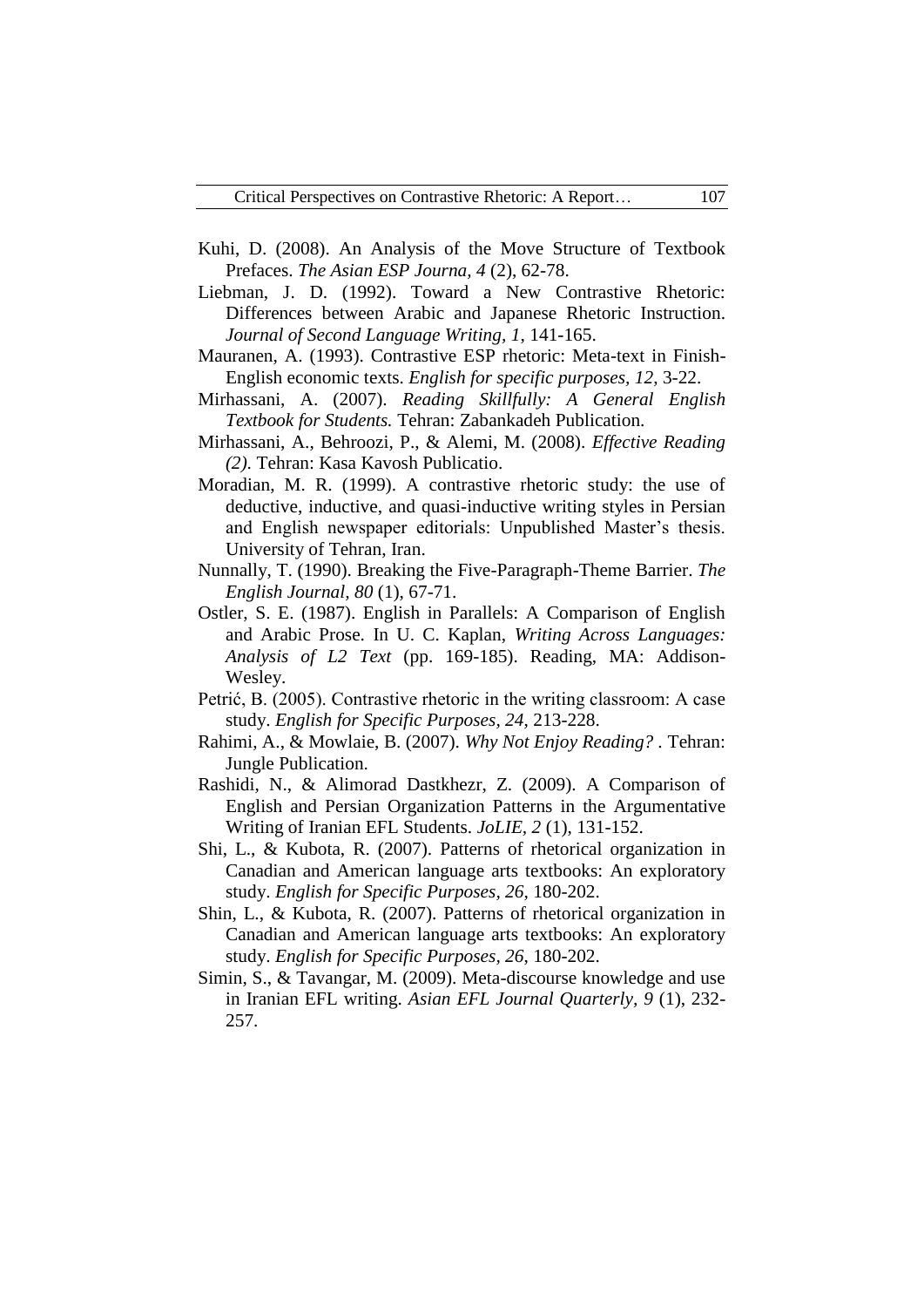Kuhi, D. (2008). An Analysis of the Move Structure of Textbook Prefaces. *The Asian ESP Journa, 4* (2), 62-78.

Liebman, J. D. (1992). Toward a New Contrastive Rhetoric: Differences between Arabic and Japanese Rhetoric Instruction. *Journal of Second Language Writing, 1*, 141-165.

Mauranen, A. (1993). Contrastive ESP rhetoric: Meta-text in Finish-English economic texts. *English for specific purposes, 12*, 3-22.

Mirhassani, A. (2007). *Reading Skillfully: A General English Textbook for Students.* Tehran: Zabankadeh Publication.

Mirhassani, A., Behroozi, P., & Alemi, M. (2008). *Effective Reading (2).* Tehran: Kasa Kavosh Publicatio.

Moradian, M. R. (1999). A contrastive rhetoric study: the use of deductive, inductive, and quasi-inductive writing styles in Persian and English newspaper editorials: Unpublished Master's thesis. University of Tehran, Iran.

Nunnally, T. (1990). Breaking the Five-Paragraph-Theme Barrier. *The English Journal, 80* (1), 67-71.

Ostler, S. E. (1987). English in Parallels: A Comparison of English and Arabic Prose. In U. C. Kaplan, *Writing Across Languages: Analysis of L2 Text* (pp. 169-185). Reading, MA: Addison-Wesley.

Petrić, B. (2005). Contrastive rhetoric in the writing classroom: A case study. *English for Specific Purposes, 24*, 213-228.

Rahimi, A., & Mowlaie, B. (2007). *Why Not Enjoy Reading?* . Tehran: Jungle Publication.

Rashidi, N., & Alimorad Dastkhezr, Z. (2009). A Comparison of English and Persian Organization Patterns in the Argumentative Writing of Iranian EFL Students. *JoLIE, 2* (1), 131-152.

Shi, L., & Kubota, R. (2007). Patterns of rhetorical organization in Canadian and American language arts textbooks: An exploratory study. *English for Specific Purposes, 26*, 180-202.

Shin, L., & Kubota, R. (2007). Patterns of rhetorical organization in Canadian and American language arts textbooks: An exploratory study. *English for Specific Purposes, 26*, 180-202.

Simin, S., & Tavangar, M. (2009). Meta-discourse knowledge and use in Iranian EFL writing. *Asian EFL Journal Quarterly, 9* (1), 232-257.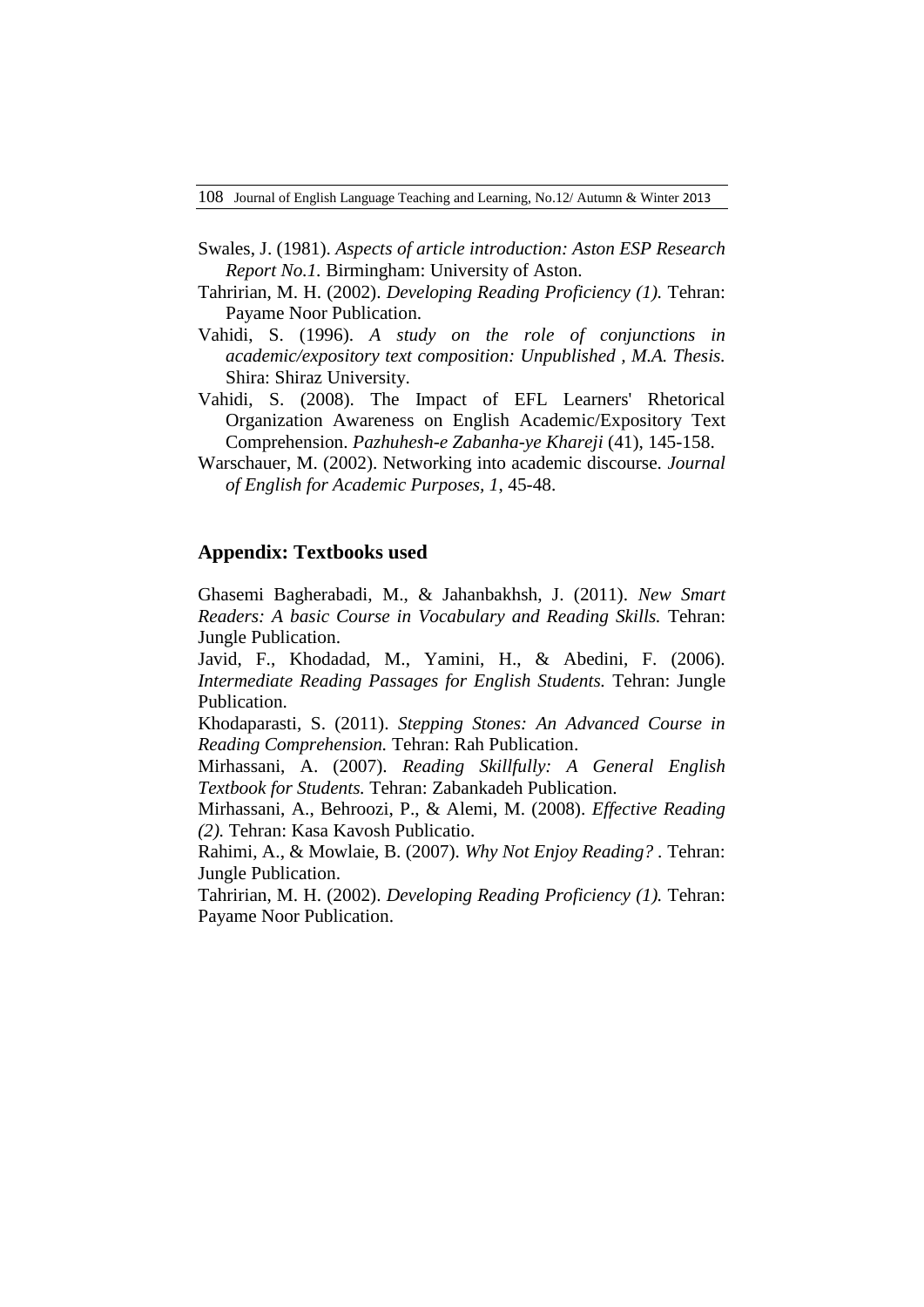Swales, J. (1981). *Aspects of article introduction: Aston ESP Research Report No.1.* Birmingham: University of Aston.

Tahririan, M. H. (2002). *Developing Reading Proficiency (1).* Tehran: Payame Noor Publication.

Vahidi, S. (1996). *A study on the role of conjunctions in academic/expository text composition: Unpublished , M.A. Thesis.* Shira: Shiraz University.

Vahidi, S. (2008). The Impact of EFL Learners' Rhetorical Organization Awareness on English Academic/Expository Text Comprehension. *Pazhuhesh-e Zabanha-ye Khareji* (41), 145-158.

Warschauer, M. (2002). Networking into academic discourse. *Journal of English for Academic Purposes, 1*, 45-48.

## Appendix: Textbooks used

Ghasemi Bagherabadi, M., & Jahanbakhsh, J. (2011). *New Smart Readers: A basic Course in Vocabulary and Reading Skills.* Tehran: Jungle Publication.

Javid, F., Khodadad, M., Yamini, H., & Abedini, F. (2006). *Intermediate Reading Passages for English Students.* Tehran: Jungle Publication.

Khodaparasti, S. (2011). *Stepping Stones: An Advanced Course in Reading Comprehension.* Tehran: Rah Publication.

Mirhassani, A. (2007). *Reading Skillfully: A General English Textbook for Students.* Tehran: Zabankadeh Publication.

Mirhassani, A., Behroozi, P., & Alemi, M. (2008). *Effective Reading (2).* Tehran: Kasa Kavosh Publicatio.

Rahimi, A., & Mowlaie, B. (2007). *Why Not Enjoy Reading?* . Tehran: Jungle Publication.

Tahririan, M. H. (2002). *Developing Reading Proficiency (1).* Tehran: Payame Noor Publication.